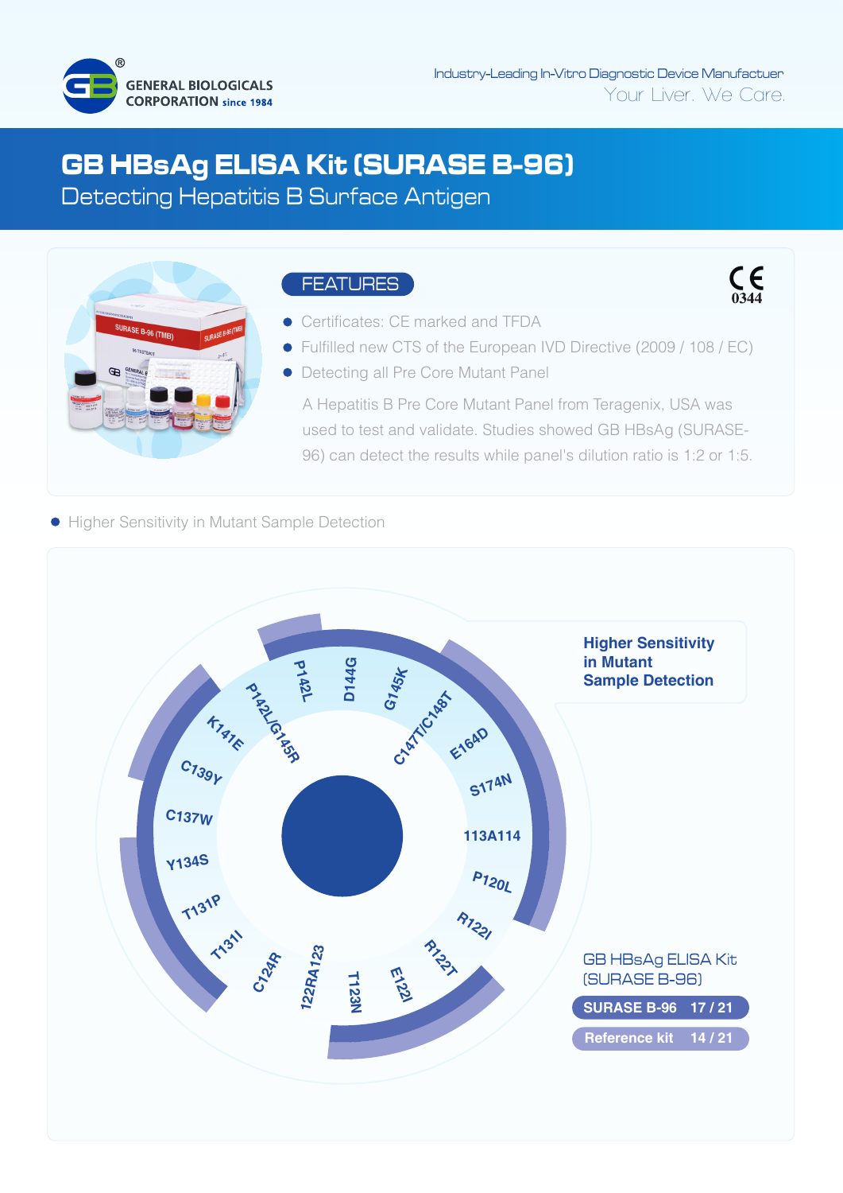GENERAL BIOLOGICALS CORPORATION since 1984

Industry-Leading In-Vitro Diagnostic Device Manufactuer

Your Liver. We Care.

# GB HBsAg ELISA Kit (SURASE B-96)

## Detecting Hepatitis B Surface Antigen

### FEATURES

CE 0344

- Certificates: CE marked and TFDA
- Fulfilled new CTS of the European IVD Directive (2009 / 108 / EC)
- Detecting all Pre Core Mutant Panel

  A Hepatitis B Pre Core Mutant Panel from Teragenix, USA was used to test and validate. Studies showed GB HBsAg (SURASE-96) can detect the results while panel's dilution ratio is 1:2 or 1:5.

- Higher Sensitivity in Mutant Sample Detection

**Higher Sensitivity in Mutant Sample Detection**

P142L, D144G, G145K, C147T/C148T, E164D, S174N, 113A114, P120L, R122I, R122T, E122I, T123N, 122RA123, C124R, T131I, T131P, Y134S, C137W, C139Y, K141E, P142L/G145R

GB HBsAg ELISA Kit (SURASE B-96)

| Kit | Detected |
| --- | --- |
| SURASE B-96 | 17 / 21 |
| Reference kit | 14 / 21 |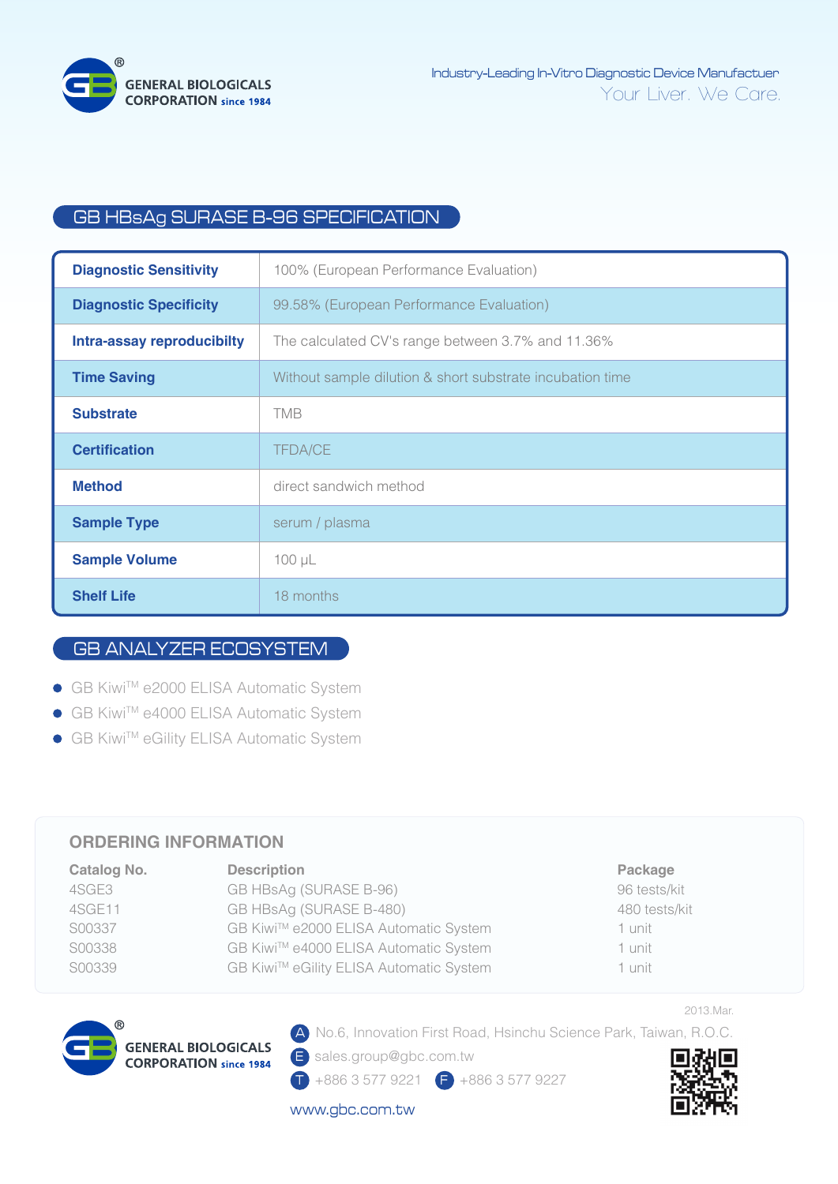GENERAL BIOLOGICALS CORPORATION since 1984

Industry-Leading In-Vitro Diagnostic Device Manufactuer

Your Liver. We Care.

## GB HBsAg SURASE B-96 SPECIFICATION

| | |
|---|---|
| **Diagnostic Sensitivity** | 100% (European Performance Evaluation) |
| **Diagnostic Specificity** | 99.58% (European Performance Evaluation) |
| **Intra-assay reproducibilty** | The calculated CV's range between 3.7% and 11.36% |
| **Time Saving** | Without sample dilution & short substrate incubation time |
| **Substrate** | TMB |
| **Certification** | TFDA/CE |
| **Method** | direct sandwich method |
| **Sample Type** | serum / plasma |
| **Sample Volume** | 100 µL |
| **Shelf Life** | 18 months |

## GB ANALYZER ECOSYSTEM

- GB Kiwi™ e2000 ELISA Automatic System
- GB Kiwi™ e4000 ELISA Automatic System
- GB Kiwi™ eGility ELISA Automatic System

## ORDERING INFORMATION

| Catalog No. | Description | Package |
|---|---|---|
| 4SGE3 | GB HBsAg (SURASE B-96) | 96 tests/kit |
| 4SGE11 | GB HBsAg (SURASE B-480) | 480 tests/kit |
| S00337 | GB Kiwi™ e2000 ELISA Automatic System | 1 unit |
| S00338 | GB Kiwi™ e4000 ELISA Automatic System | 1 unit |
| S00339 | GB Kiwi™ eGility ELISA Automatic System | 1 unit |

2013.Mar.

GENERAL BIOLOGICALS CORPORATION since 1984

A No.6, Innovation First Road, Hsinchu Science Park, Taiwan, R.O.C.

E sales.group@gbc.com.tw

T +886 3 577 9221 F +886 3 577 9227

www.gbc.com.tw